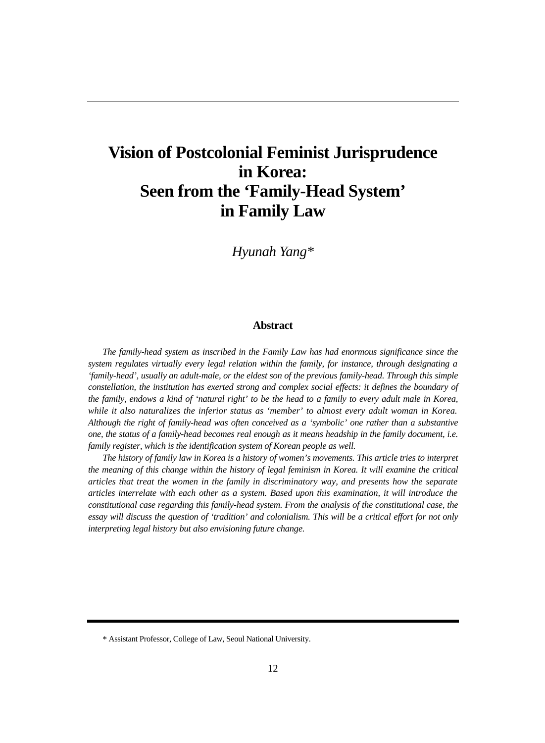# Vision of Postcolonial Feminist Jurisprudence in Korea: Seen from the 'Family-Head System' in Family Law

*Hyunah Yang**

**Abstract**

*The family-head system as inscribed in the Family Law has had enormous significance since the system regulates virtually every legal relation within the family, for instance, through designating a 'family-head', usually an adult-male, or the eldest son of the previous family-head. Through this simple constellation, the institution has exerted strong and complex social effects: it defines the boundary of the family, endows a kind of 'natural right' to be the head to a family to every adult male in Korea, while it also naturalizes the inferior status as 'member' to almost every adult woman in Korea. Although the right of family-head was often conceived as a 'symbolic' one rather than a substantive one, the status of a family-head becomes real enough as it means headship in the family document, i.e. family register, which is the identification system of Korean people as well.*

*The history of family law in Korea is a history of women's movements. This article tries to interpret the meaning of this change within the history of legal feminism in Korea. It will examine the critical articles that treat the women in the family in discriminatory way, and presents how the separate articles interrelate with each other as a system. Based upon this examination, it will introduce the constitutional case regarding this family-head system. From the analysis of the constitutional case, the essay will discuss the question of 'tradition' and colonialism. This will be a critical effort for not only interpreting legal history but also envisioning future change.*

---

\* Assistant Professor, College of Law, Seoul National University.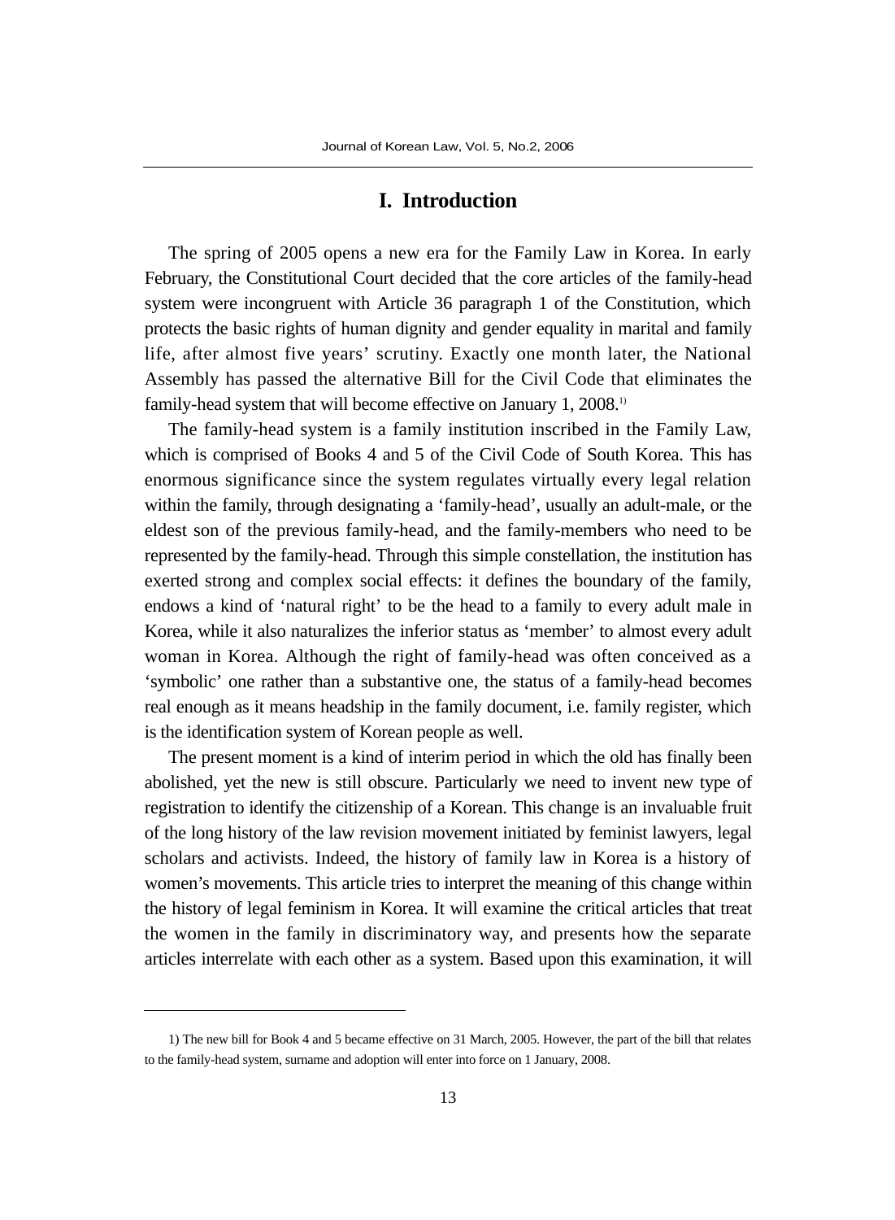# I. Introduction

The spring of 2005 opens a new era for the Family Law in Korea. In early February, the Constitutional Court decided that the core articles of the family-head system were incongruent with Article 36 paragraph 1 of the Constitution, which protects the basic rights of human dignity and gender equality in marital and family life, after almost five years' scrutiny. Exactly one month later, the National Assembly has passed the alternative Bill for the Civil Code that eliminates the family-head system that will become effective on January 1, 2008.[1)]

The family-head system is a family institution inscribed in the Family Law, which is comprised of Books 4 and 5 of the Civil Code of South Korea. This has enormous significance since the system regulates virtually every legal relation within the family, through designating a 'family-head', usually an adult-male, or the eldest son of the previous family-head, and the family-members who need to be represented by the family-head. Through this simple constellation, the institution has exerted strong and complex social effects: it defines the boundary of the family, endows a kind of 'natural right' to be the head to a family to every adult male in Korea, while it also naturalizes the inferior status as 'member' to almost every adult woman in Korea. Although the right of family-head was often conceived as a 'symbolic' one rather than a substantive one, the status of a family-head becomes real enough as it means headship in the family document, i.e. family register, which is the identification system of Korean people as well.

The present moment is a kind of interim period in which the old has finally been abolished, yet the new is still obscure. Particularly we need to invent new type of registration to identify the citizenship of a Korean. This change is an invaluable fruit of the long history of the law revision movement initiated by feminist lawyers, legal scholars and activists. Indeed, the history of family law in Korea is a history of women's movements. This article tries to interpret the meaning of this change within the history of legal feminism in Korea. It will examine the critical articles that treat the women in the family in discriminatory way, and presents how the separate articles interrelate with each other as a system. Based upon this examination, it will

---

1) The new bill for Book 4 and 5 became effective on 31 March, 2005. However, the part of the bill that relates to the family-head system, surname and adoption will enter into force on 1 January, 2008.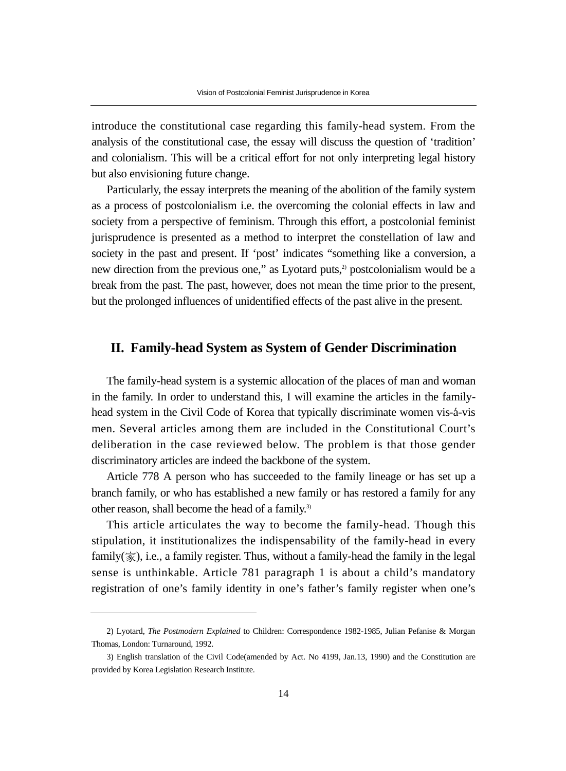introduce the constitutional case regarding this family-head system. From the analysis of the constitutional case, the essay will discuss the question of ‘tradition’ and colonialism. This will be a critical effort for not only interpreting legal history but also envisioning future change.

Particularly, the essay interprets the meaning of the abolition of the family system as a process of postcolonialism i.e. the overcoming the colonial effects in law and society from a perspective of feminism. Through this effort, a postcolonial feminist jurisprudence is presented as a method to interpret the constellation of law and society in the past and present. If ‘post’ indicates “something like a conversion, a new direction from the previous one,” as Lyotard puts,[2] postcolonialism would be a break from the past. The past, however, does not mean the time prior to the present, but the prolonged influences of unidentified effects of the past alive in the present.

## II. Family-head System as System of Gender Discrimination

The family-head system is a systemic allocation of the places of man and woman in the family. In order to understand this, I will examine the articles in the family-head system in the Civil Code of Korea that typically discriminate women vis-á-vis men. Several articles among them are included in the Constitutional Court’s deliberation in the case reviewed below. The problem is that those gender discriminatory articles are indeed the backbone of the system.

Article 778 A person who has succeeded to the family lineage or has set up a branch family, or who has established a new family or has restored a family for any other reason, shall become the head of a family.[3]

This article articulates the way to become the family-head. Though this stipulation, it institutionalizes the indispensability of the family-head in every family(家), i.e., a family register. Thus, without a family-head the family in the legal sense is unthinkable. Article 781 paragraph 1 is about a child’s mandatory registration of one’s family identity in one’s father’s family register when one’s

---

2) Lyotard, *The Postmodern Explained* to Children: Correspondence 1982-1985, Julian Pefanise & Morgan Thomas, London: Turnaround, 1992.

3) English translation of the Civil Code(amended by Act. No 4199, Jan.13, 1990) and the Constitution are provided by Korea Legislation Research Institute.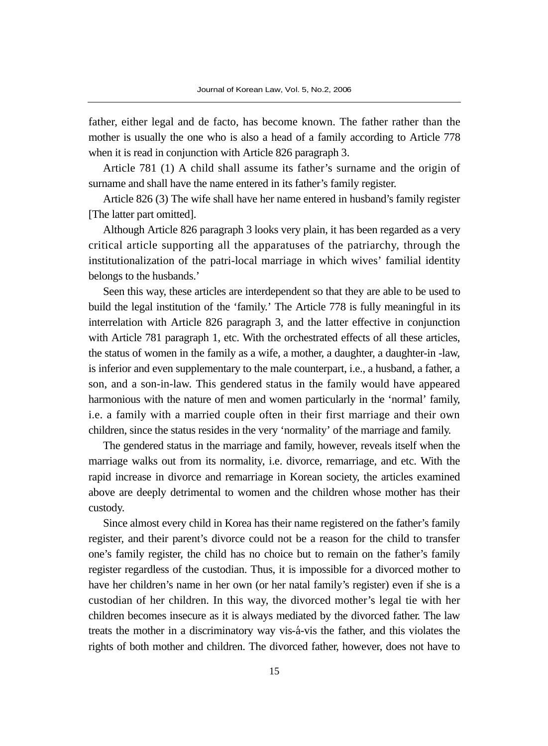father, either legal and de facto, has become known. The father rather than the mother is usually the one who is also a head of a family according to Article 778 when it is read in conjunction with Article 826 paragraph 3.

Article 781 (1) A child shall assume its father's surname and the origin of surname and shall have the name entered in its father's family register.

Article 826 (3) The wife shall have her name entered in husband's family register [The latter part omitted].

Although Article 826 paragraph 3 looks very plain, it has been regarded as a very critical article supporting all the apparatuses of the patriarchy, through the institutionalization of the patri-local marriage in which wives' familial identity belongs to the husbands.'

Seen this way, these articles are interdependent so that they are able to be used to build the legal institution of the 'family.' The Article 778 is fully meaningful in its interrelation with Article 826 paragraph 3, and the latter effective in conjunction with Article 781 paragraph 1, etc. With the orchestrated effects of all these articles, the status of women in the family as a wife, a mother, a daughter, a daughter-in -law, is inferior and even supplementary to the male counterpart, i.e., a husband, a father, a son, and a son-in-law. This gendered status in the family would have appeared harmonious with the nature of men and women particularly in the 'normal' family, i.e. a family with a married couple often in their first marriage and their own children, since the status resides in the very 'normality' of the marriage and family.

The gendered status in the marriage and family, however, reveals itself when the marriage walks out from its normality, i.e. divorce, remarriage, and etc. With the rapid increase in divorce and remarriage in Korean society, the articles examined above are deeply detrimental to women and the children whose mother has their custody.

Since almost every child in Korea has their name registered on the father's family register, and their parent's divorce could not be a reason for the child to transfer one's family register, the child has no choice but to remain on the father's family register regardless of the custodian. Thus, it is impossible for a divorced mother to have her children's name in her own (or her natal family's register) even if she is a custodian of her children. In this way, the divorced mother's legal tie with her children becomes insecure as it is always mediated by the divorced father. The law treats the mother in a discriminatory way vis-á-vis the father, and this violates the rights of both mother and children. The divorced father, however, does not have to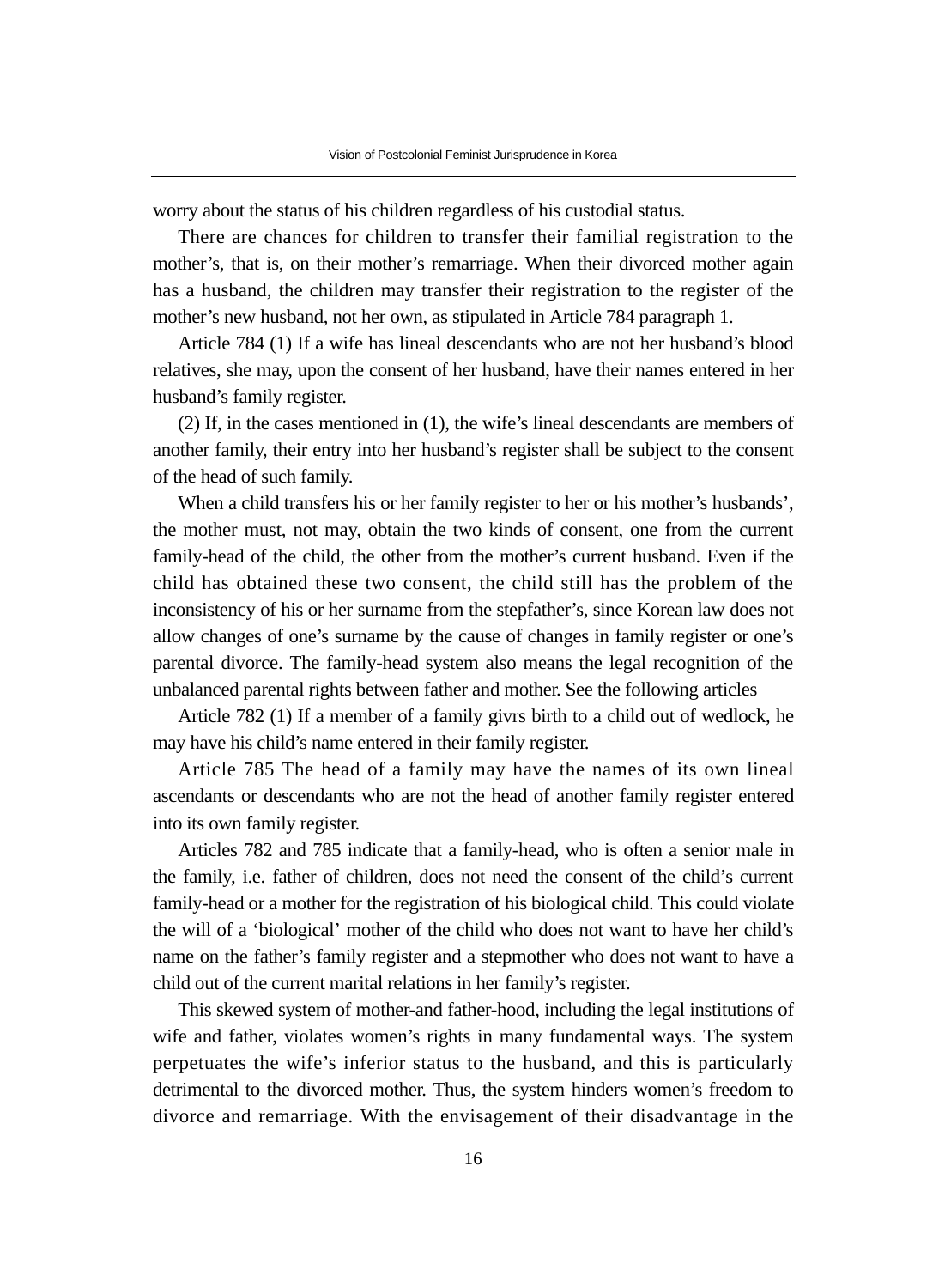worry about the status of his children regardless of his custodial status.

There are chances for children to transfer their familial registration to the mother's, that is, on their mother's remarriage. When their divorced mother again has a husband, the children may transfer their registration to the register of the mother's new husband, not her own, as stipulated in Article 784 paragraph 1.

Article 784 (1) If a wife has lineal descendants who are not her husband's blood relatives, she may, upon the consent of her husband, have their names entered in her husband's family register.

(2) If, in the cases mentioned in (1), the wife's lineal descendants are members of another family, their entry into her husband's register shall be subject to the consent of the head of such family.

When a child transfers his or her family register to her or his mother's husbands', the mother must, not may, obtain the two kinds of consent, one from the current family-head of the child, the other from the mother's current husband. Even if the child has obtained these two consent, the child still has the problem of the inconsistency of his or her surname from the stepfather's, since Korean law does not allow changes of one's surname by the cause of changes in family register or one's parental divorce. The family-head system also means the legal recognition of the unbalanced parental rights between father and mother. See the following articles

Article 782 (1) If a member of a family givrs birth to a child out of wedlock, he may have his child's name entered in their family register.

Article 785 The head of a family may have the names of its own lineal ascendants or descendants who are not the head of another family register entered into its own family register.

Articles 782 and 785 indicate that a family-head, who is often a senior male in the family, i.e. father of children, does not need the consent of the child's current family-head or a mother for the registration of his biological child. This could violate the will of a 'biological' mother of the child who does not want to have her child's name on the father's family register and a stepmother who does not want to have a child out of the current marital relations in her family's register.

This skewed system of mother-and father-hood, including the legal institutions of wife and father, violates women's rights in many fundamental ways. The system perpetuates the wife's inferior status to the husband, and this is particularly detrimental to the divorced mother. Thus, the system hinders women's freedom to divorce and remarriage. With the envisagement of their disadvantage in the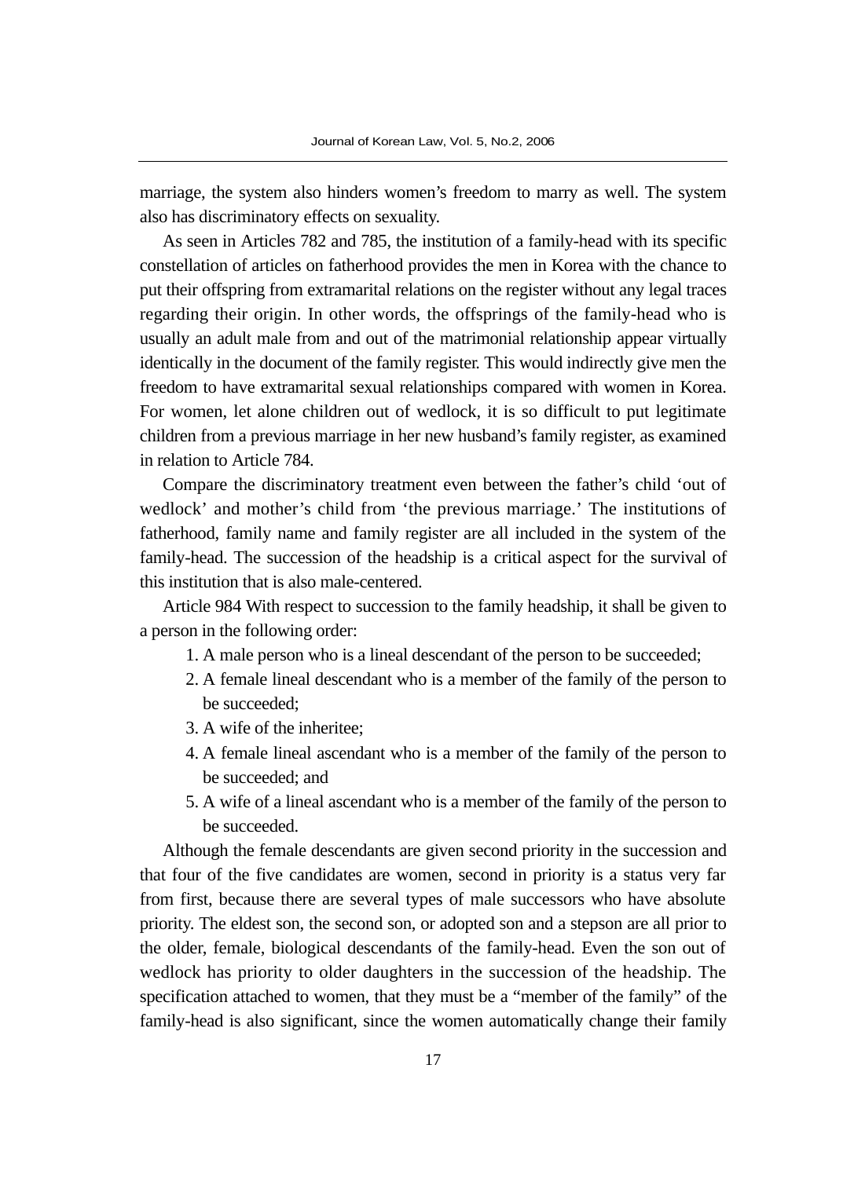marriage, the system also hinders women's freedom to marry as well. The system also has discriminatory effects on sexuality.

As seen in Articles 782 and 785, the institution of a family-head with its specific constellation of articles on fatherhood provides the men in Korea with the chance to put their offspring from extramarital relations on the register without any legal traces regarding their origin. In other words, the offsprings of the family-head who is usually an adult male from and out of the matrimonial relationship appear virtually identically in the document of the family register. This would indirectly give men the freedom to have extramarital sexual relationships compared with women in Korea. For women, let alone children out of wedlock, it is so difficult to put legitimate children from a previous marriage in her new husband's family register, as examined in relation to Article 784.

Compare the discriminatory treatment even between the father's child 'out of wedlock' and mother's child from 'the previous marriage.' The institutions of fatherhood, family name and family register are all included in the system of the family-head. The succession of the headship is a critical aspect for the survival of this institution that is also male-centered.

Article 984 With respect to succession to the family headship, it shall be given to a person in the following order:

1. A male person who is a lineal descendant of the person to be succeeded;
2. A female lineal descendant who is a member of the family of the person to be succeeded;
3. A wife of the inheritee;
4. A female lineal ascendant who is a member of the family of the person to be succeeded; and
5. A wife of a lineal ascendant who is a member of the family of the person to be succeeded.

Although the female descendants are given second priority in the succession and that four of the five candidates are women, second in priority is a status very far from first, because there are several types of male successors who have absolute priority. The eldest son, the second son, or adopted son and a stepson are all prior to the older, female, biological descendants of the family-head. Even the son out of wedlock has priority to older daughters in the succession of the headship. The specification attached to women, that they must be a "member of the family" of the family-head is also significant, since the women automatically change their family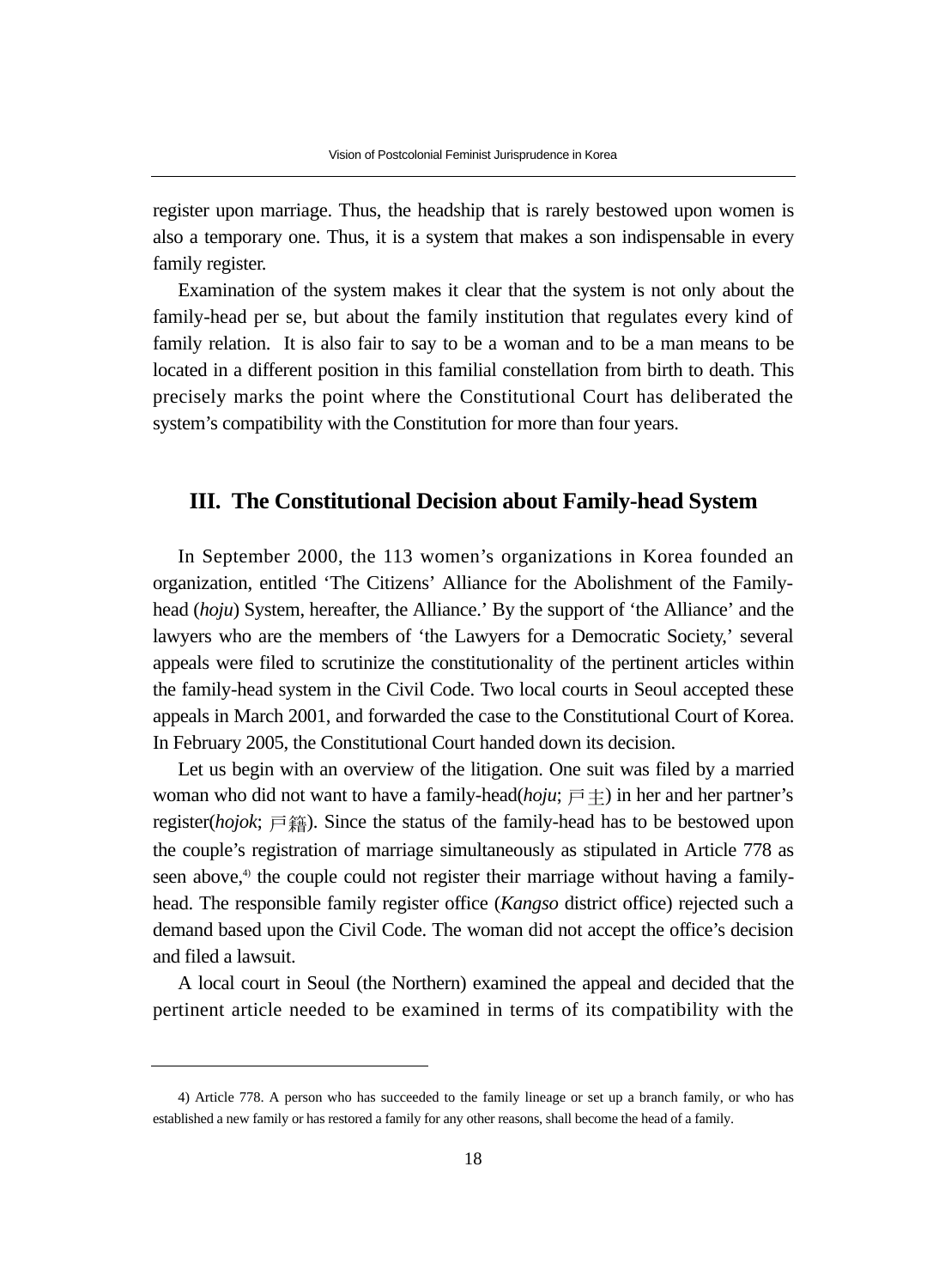register upon marriage. Thus, the headship that is rarely bestowed upon women is also a temporary one. Thus, it is a system that makes a son indispensable in every family register.

Examination of the system makes it clear that the system is not only about the family-head per se, but about the family institution that regulates every kind of family relation. It is also fair to say to be a woman and to be a man means to be located in a different position in this familial constellation from birth to death. This precisely marks the point where the Constitutional Court has deliberated the system's compatibility with the Constitution for more than four years.

## III. The Constitutional Decision about Family-head System

In September 2000, the 113 women's organizations in Korea founded an organization, entitled 'The Citizens' Alliance for the Abolishment of the Family-head (*hoju*) System, hereafter, the Alliance.' By the support of 'the Alliance' and the lawyers who are the members of 'the Lawyers for a Democratic Society,' several appeals were filed to scrutinize the constitutionality of the pertinent articles within the family-head system in the Civil Code. Two local courts in Seoul accepted these appeals in March 2001, and forwarded the case to the Constitutional Court of Korea. In February 2005, the Constitutional Court handed down its decision.

Let us begin with an overview of the litigation. One suit was filed by a married woman who did not want to have a family-head(*hoju*; 戶主) in her and her partner's register(*hojok*; 戶籍). Since the status of the family-head has to be bestowed upon the couple's registration of marriage simultaneously as stipulated in Article 778 as seen above,[4] the couple could not register their marriage without having a family-head. The responsible family register office (*Kangso* district office) rejected such a demand based upon the Civil Code. The woman did not accept the office's decision and filed a lawsuit.

A local court in Seoul (the Northern) examined the appeal and decided that the pertinent article needed to be examined in terms of its compatibility with the

---

4) Article 778. A person who has succeeded to the family lineage or set up a branch family, or who has established a new family or has restored a family for any other reasons, shall become the head of a family.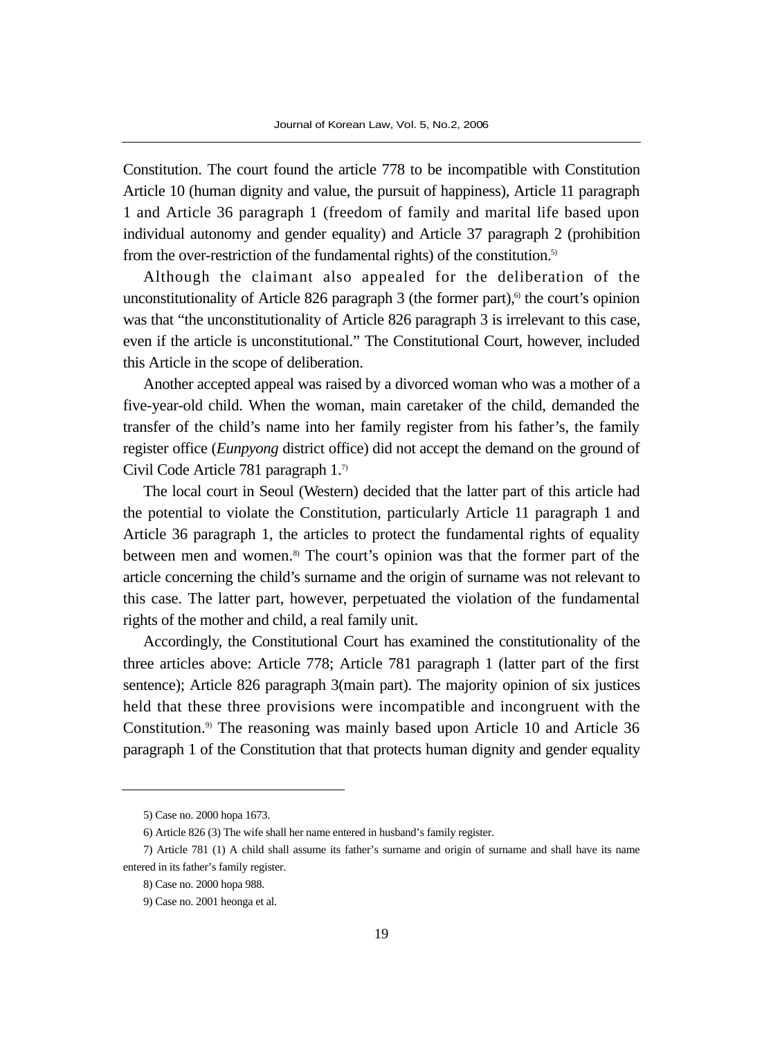Constitution. The court found the article 778 to be incompatible with Constitution Article 10 (human dignity and value, the pursuit of happiness), Article 11 paragraph 1 and Article 36 paragraph 1 (freedom of family and marital life based upon individual autonomy and gender equality) and Article 37 paragraph 2 (prohibition from the over-restriction of the fundamental rights) of the constitution.[5]

Although the claimant also appealed for the deliberation of the unconstitutionality of Article 826 paragraph 3 (the former part),[6] the court's opinion was that "the unconstitutionality of Article 826 paragraph 3 is irrelevant to this case, even if the article is unconstitutional." The Constitutional Court, however, included this Article in the scope of deliberation.

Another accepted appeal was raised by a divorced woman who was a mother of a five-year-old child. When the woman, main caretaker of the child, demanded the transfer of the child's name into her family register from his father's, the family register office (*Eunpyong* district office) did not accept the demand on the ground of Civil Code Article 781 paragraph 1.[7]

The local court in Seoul (Western) decided that the latter part of this article had the potential to violate the Constitution, particularly Article 11 paragraph 1 and Article 36 paragraph 1, the articles to protect the fundamental rights of equality between men and women.[8] The court's opinion was that the former part of the article concerning the child's surname and the origin of surname was not relevant to this case. The latter part, however, perpetuated the violation of the fundamental rights of the mother and child, a real family unit.

Accordingly, the Constitutional Court has examined the constitutionality of the three articles above: Article 778; Article 781 paragraph 1 (latter part of the first sentence); Article 826 paragraph 3(main part). The majority opinion of six justices held that these three provisions were incompatible and incongruent with the Constitution.[9] The reasoning was mainly based upon Article 10 and Article 36 paragraph 1 of the Constitution that that protects human dignity and gender equality

---

5) Case no. 2000 hopa 1673.

6) Article 826 (3) The wife shall her name entered in husband's family register.

7) Article 781 (1) A child shall assume its father's surname and origin of surname and shall have its name entered in its father's family register.

8) Case no. 2000 hopa 988.

9) Case no. 2001 heonga et al.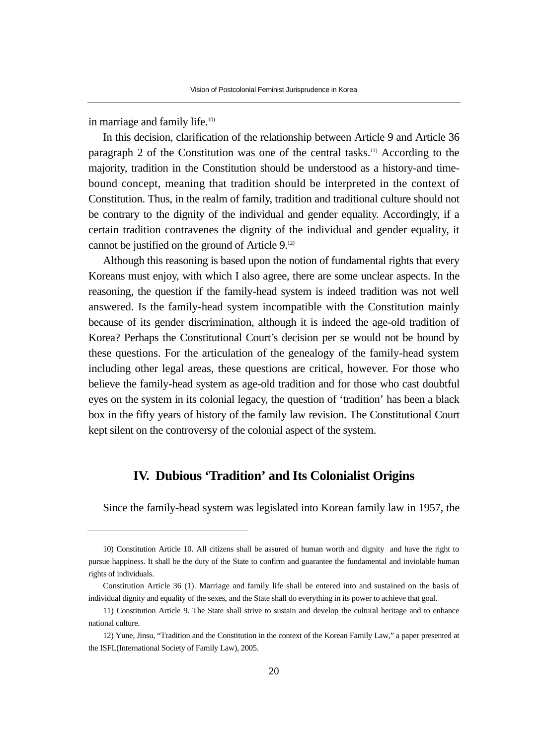in marriage and family life.[10)]

In this decision, clarification of the relationship between Article 9 and Article 36 paragraph 2 of the Constitution was one of the central tasks.[11)] According to the majority, tradition in the Constitution should be understood as a history-and time-bound concept, meaning that tradition should be interpreted in the context of Constitution. Thus, in the realm of family, tradition and traditional culture should not be contrary to the dignity of the individual and gender equality. Accordingly, if a certain tradition contravenes the dignity of the individual and gender equality, it cannot be justified on the ground of Article 9.[12)]

Although this reasoning is based upon the notion of fundamental rights that every Koreans must enjoy, with which I also agree, there are some unclear aspects. In the reasoning, the question if the family-head system is indeed tradition was not well answered. Is the family-head system incompatible with the Constitution mainly because of its gender discrimination, although it is indeed the age-old tradition of Korea? Perhaps the Constitutional Court's decision per se would not be bound by these questions. For the articulation of the genealogy of the family-head system including other legal areas, these questions are critical, however. For those who believe the family-head system as age-old tradition and for those who cast doubtful eyes on the system in its colonial legacy, the question of 'tradition' has been a black box in the fifty years of history of the family law revision. The Constitutional Court kept silent on the controversy of the colonial aspect of the system.

## IV. Dubious 'Tradition' and Its Colonialist Origins

Since the family-head system was legislated into Korean family law in 1957, the

---

10) Constitution Article 10. All citizens shall be assured of human worth and dignity and have the right to pursue happiness. It shall be the duty of the State to confirm and guarantee the fundamental and inviolable human rights of individuals.

Constitution Article 36 (1). Marriage and family life shall be entered into and sustained on the basis of individual dignity and equality of the sexes, and the State shall do everything in its power to achieve that goal.

11) Constitution Article 9. The State shall strive to sustain and develop the cultural heritage and to enhance national culture.

12) Yune, Jinsu, "Tradition and the Constitution in the context of the Korean Family Law," a paper presented at the ISFL(International Society of Family Law), 2005.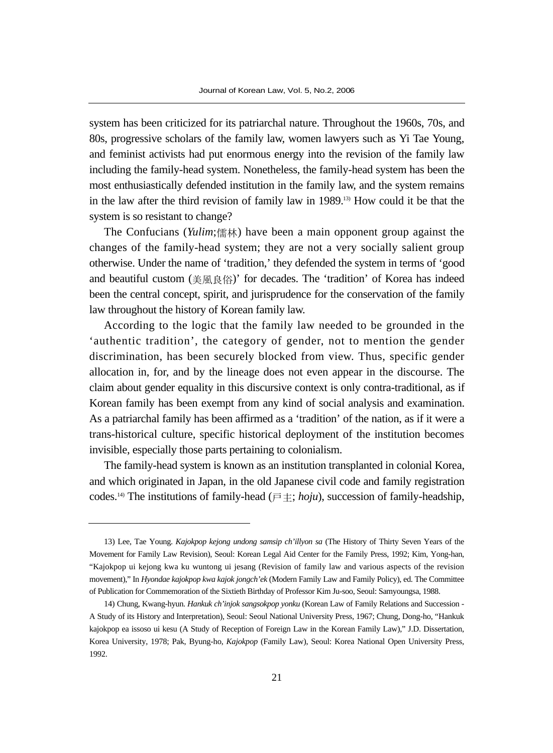system has been criticized for its patriarchal nature. Throughout the 1960s, 70s, and 80s, progressive scholars of the family law, women lawyers such as Yi Tae Young, and feminist activists had put enormous energy into the revision of the family law including the family-head system. Nonetheless, the family-head system has been the most enthusiastically defended institution in the family law, and the system remains in the law after the third revision of family law in 1989.[13] How could it be that the system is so resistant to change?

The Confucians (*Yulim*;儒林) have been a main opponent group against the changes of the family-head system; they are not a very socially salient group otherwise. Under the name of 'tradition,' they defended the system in terms of 'good and beautiful custom (美風良俗)' for decades. The 'tradition' of Korea has indeed been the central concept, spirit, and jurisprudence for the conservation of the family law throughout the history of Korean family law.

According to the logic that the family law needed to be grounded in the 'authentic tradition', the category of gender, not to mention the gender discrimination, has been securely blocked from view. Thus, specific gender allocation in, for, and by the lineage does not even appear in the discourse. The claim about gender equality in this discursive context is only contra-traditional, as if Korean family has been exempt from any kind of social analysis and examination. As a patriarchal family has been affirmed as a 'tradition' of the nation, as if it were a trans-historical culture, specific historical deployment of the institution becomes invisible, especially those parts pertaining to colonialism.

The family-head system is known as an institution transplanted in colonial Korea, and which originated in Japan, in the old Japanese civil code and family registration codes.[14] The institutions of family-head (戸主; *hoju*), succession of family-headship,

---

13) Lee, Tae Young. *Kajokpop kejong undong samsip ch'illyon sa* (The History of Thirty Seven Years of the Movement for Family Law Revision), Seoul: Korean Legal Aid Center for the Family Press, 1992; Kim, Yong-han, "Kajokpop ui kejong kwa ku wuntong ui jesang (Revision of family law and various aspects of the revision movement)," In *Hyondae kajokpop kwa kajok jongch'ek* (Modern Family Law and Family Policy), ed. The Committee of Publication for Commemoration of the Sixtieth Birthday of Professor Kim Ju-soo, Seoul: Samyoungsa, 1988.

14) Chung, Kwang-hyun. *Hankuk ch'injok sangsokpop yonku* (Korean Law of Family Relations and Succession - A Study of its History and Interpretation), Seoul: Seoul National University Press, 1967; Chung, Dong-ho, "Hankuk kajokpop ea issoso ui kesu (A Study of Reception of Foreign Law in the Korean Family Law)," J.D. Dissertation, Korea University, 1978; Pak, Byung-ho, *Kajokpop* (Family Law), Seoul: Korea National Open University Press, 1992.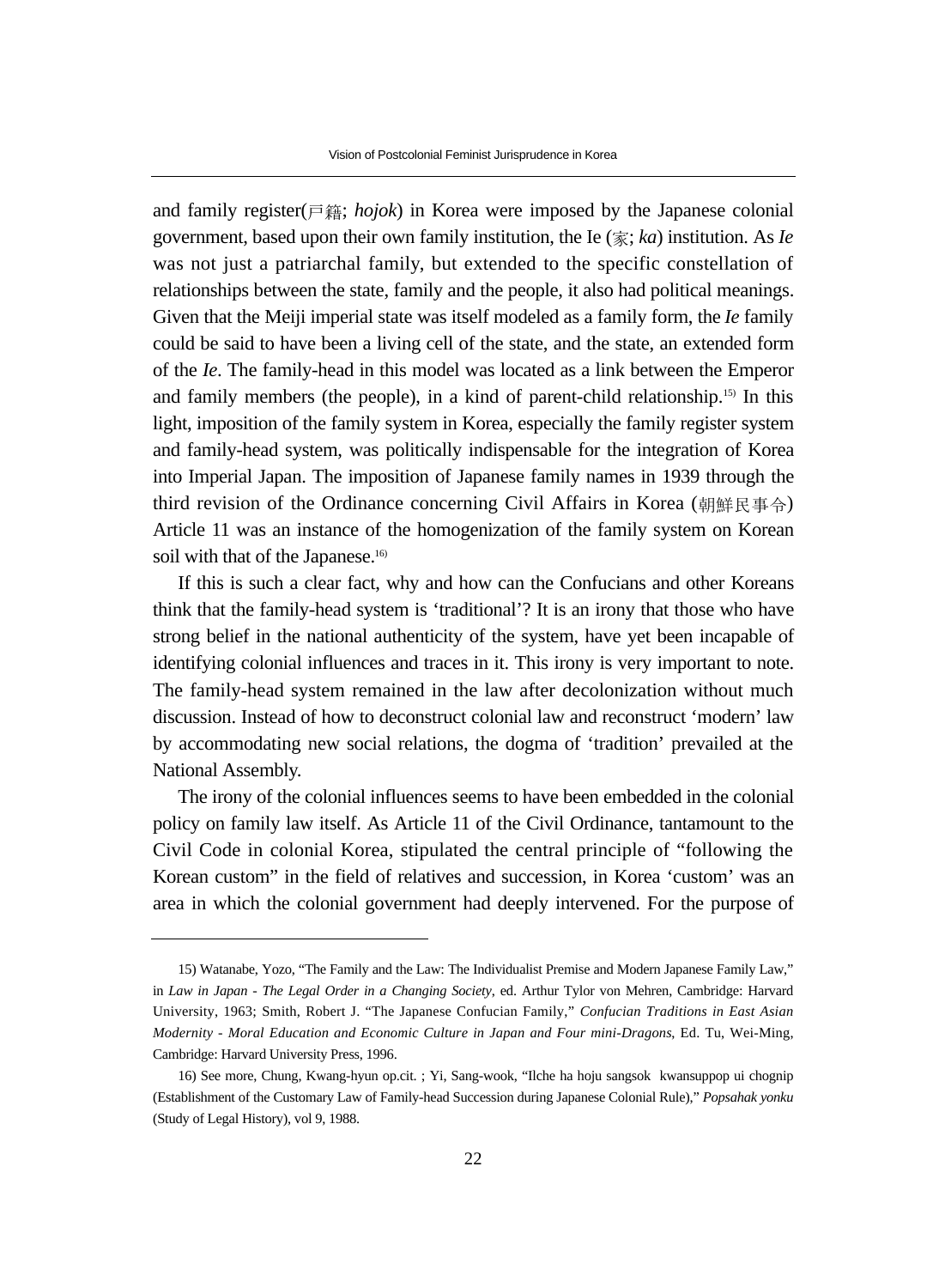and family register(戸籍; *hojok*) in Korea were imposed by the Japanese colonial government, based upon their own family institution, the Ie (家; *ka*) institution. As *Ie* was not just a patriarchal family, but extended to the specific constellation of relationships between the state, family and the people, it also had political meanings. Given that the Meiji imperial state was itself modeled as a family form, the *Ie* family could be said to have been a living cell of the state, and the state, an extended form of the *Ie*. The family-head in this model was located as a link between the Emperor and family members (the people), in a kind of parent-child relationship.[15] In this light, imposition of the family system in Korea, especially the family register system and family-head system, was politically indispensable for the integration of Korea into Imperial Japan. The imposition of Japanese family names in 1939 through the third revision of the Ordinance concerning Civil Affairs in Korea (朝鮮民事令) Article 11 was an instance of the homogenization of the family system on Korean soil with that of the Japanese.[16]

If this is such a clear fact, why and how can the Confucians and other Koreans think that the family-head system is 'traditional'? It is an irony that those who have strong belief in the national authenticity of the system, have yet been incapable of identifying colonial influences and traces in it. This irony is very important to note. The family-head system remained in the law after decolonization without much discussion. Instead of how to deconstruct colonial law and reconstruct 'modern' law by accommodating new social relations, the dogma of 'tradition' prevailed at the National Assembly.

The irony of the colonial influences seems to have been embedded in the colonial policy on family law itself. As Article 11 of the Civil Ordinance, tantamount to the Civil Code in colonial Korea, stipulated the central principle of "following the Korean custom" in the field of relatives and succession, in Korea 'custom' was an area in which the colonial government had deeply intervened. For the purpose of

---

15) Watanabe, Yozo, "The Family and the Law: The Individualist Premise and Modern Japanese Family Law," in *Law in Japan - The Legal Order in a Changing Society*, ed. Arthur Tylor von Mehren, Cambridge: Harvard University, 1963; Smith, Robert J. "The Japanese Confucian Family," *Confucian Traditions in East Asian Modernity - Moral Education and Economic Culture in Japan and Four mini-Dragons*, Ed. Tu, Wei-Ming, Cambridge: Harvard University Press, 1996.

16) See more, Chung, Kwang-hyun op.cit. ; Yi, Sang-wook, "Ilche ha hoju sangsok kwansuppop ui chognip (Establishment of the Customary Law of Family-head Succession during Japanese Colonial Rule)," *Popsahak yonku* (Study of Legal History), vol 9, 1988.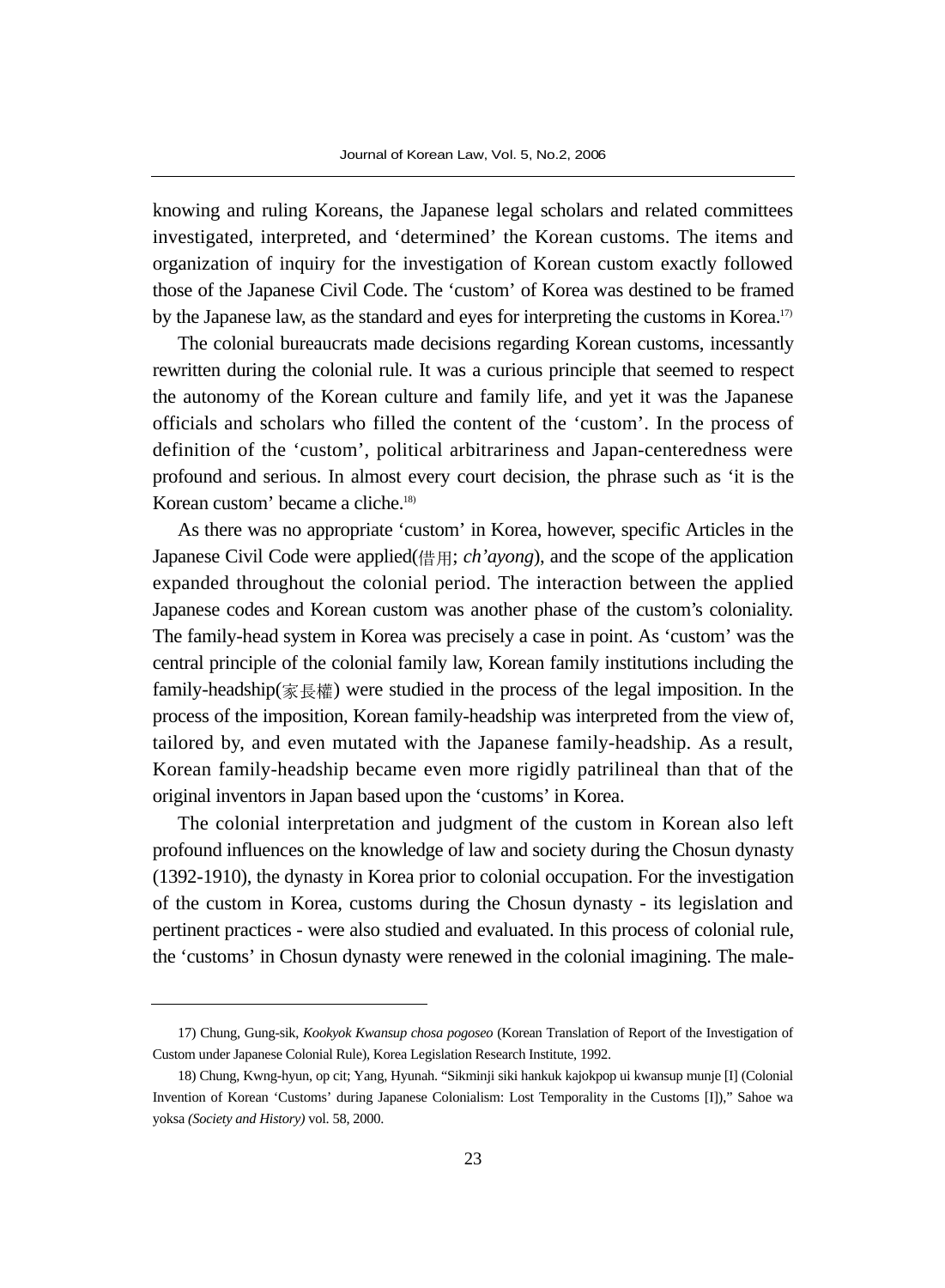knowing and ruling Koreans, the Japanese legal scholars and related committees investigated, interpreted, and 'determined' the Korean customs. The items and organization of inquiry for the investigation of Korean custom exactly followed those of the Japanese Civil Code. The 'custom' of Korea was destined to be framed by the Japanese law, as the standard and eyes for interpreting the customs in Korea.[17)]

The colonial bureaucrats made decisions regarding Korean customs, incessantly rewritten during the colonial rule. It was a curious principle that seemed to respect the autonomy of the Korean culture and family life, and yet it was the Japanese officials and scholars who filled the content of the 'custom'. In the process of definition of the 'custom', political arbitrariness and Japan-centeredness were profound and serious. In almost every court decision, the phrase such as 'it is the Korean custom' became a cliche.[18)]

As there was no appropriate 'custom' in Korea, however, specific Articles in the Japanese Civil Code were applied(借用; *ch'ayong*), and the scope of the application expanded throughout the colonial period. The interaction between the applied Japanese codes and Korean custom was another phase of the custom's coloniality. The family-head system in Korea was precisely a case in point. As 'custom' was the central principle of the colonial family law, Korean family institutions including the family-headship(家長權) were studied in the process of the legal imposition. In the process of the imposition, Korean family-headship was interpreted from the view of, tailored by, and even mutated with the Japanese family-headship. As a result, Korean family-headship became even more rigidly patrilineal than that of the original inventors in Japan based upon the 'customs' in Korea.

The colonial interpretation and judgment of the custom in Korean also left profound influences on the knowledge of law and society during the Chosun dynasty (1392-1910), the dynasty in Korea prior to colonial occupation. For the investigation of the custom in Korea, customs during the Chosun dynasty - its legislation and pertinent practices - were also studied and evaluated. In this process of colonial rule, the 'customs' in Chosun dynasty were renewed in the colonial imagining. The male-

---

17) Chung, Gung-sik, *Kookyok Kwansup chosa pogoseo* (Korean Translation of Report of the Investigation of Custom under Japanese Colonial Rule), Korea Legislation Research Institute, 1992.

18) Chung, Kwng-hyun, op cit; Yang, Hyunah. "Sikminji siki hankuk kajokpop ui kwansup munje [I] (Colonial Invention of Korean 'Customs' during Japanese Colonialism: Lost Temporality in the Customs [I])," Sahoe wa yoksa *(Society and History)* vol. 58, 2000.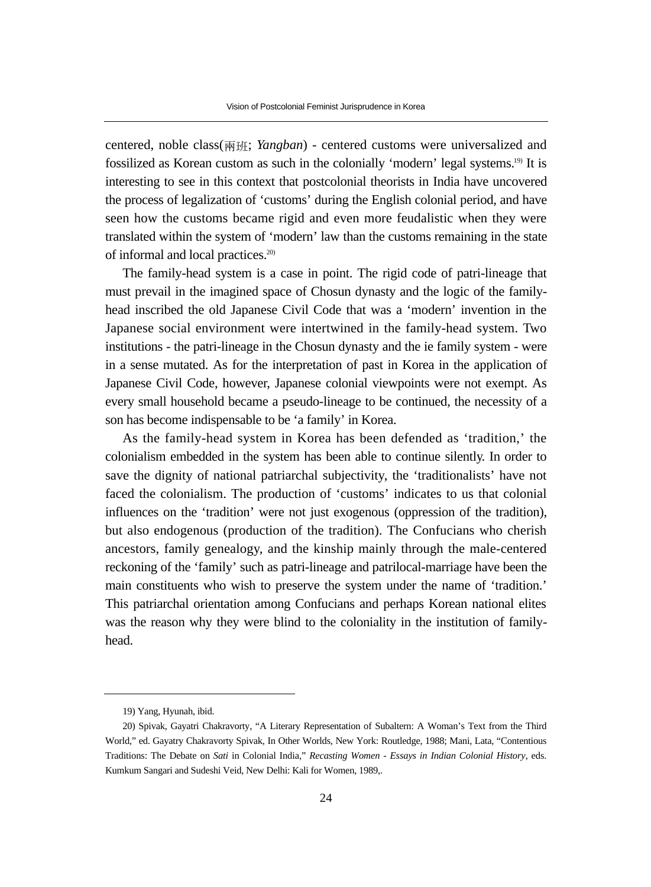centered, noble class(兩班; *Yangban*) - centered customs were universalized and fossilized as Korean custom as such in the colonially 'modern' legal systems.[19] It is interesting to see in this context that postcolonial theorists in India have uncovered the process of legalization of 'customs' during the English colonial period, and have seen how the customs became rigid and even more feudalistic when they were translated within the system of 'modern' law than the customs remaining in the state of informal and local practices.[20]

The family-head system is a case in point. The rigid code of patri-lineage that must prevail in the imagined space of Chosun dynasty and the logic of the family-head inscribed the old Japanese Civil Code that was a 'modern' invention in the Japanese social environment were intertwined in the family-head system. Two institutions - the patri-lineage in the Chosun dynasty and the ie family system - were in a sense mutated. As for the interpretation of past in Korea in the application of Japanese Civil Code, however, Japanese colonial viewpoints were not exempt. As every small household became a pseudo-lineage to be continued, the necessity of a son has become indispensable to be 'a family' in Korea.

As the family-head system in Korea has been defended as 'tradition,' the colonialism embedded in the system has been able to continue silently. In order to save the dignity of national patriarchal subjectivity, the 'traditionalists' have not faced the colonialism. The production of 'customs' indicates to us that colonial influences on the 'tradition' were not just exogenous (oppression of the tradition), but also endogenous (production of the tradition). The Confucians who cherish ancestors, family genealogy, and the kinship mainly through the male-centered reckoning of the 'family' such as patri-lineage and patrilocal-marriage have been the main constituents who wish to preserve the system under the name of 'tradition.' This patriarchal orientation among Confucians and perhaps Korean national elites was the reason why they were blind to the coloniality in the institution of family-head.

---

19) Yang, Hyunah, ibid.

20) Spivak, Gayatri Chakravorty, "A Literary Representation of Subaltern: A Woman's Text from the Third World," ed. Gayatry Chakravorty Spivak, In Other Worlds, New York: Routledge, 1988; Mani, Lata, "Contentious Traditions: The Debate on *Sati* in Colonial India," *Recasting Women - Essays in Indian Colonial History*, eds. Kumkum Sangari and Sudeshi Veid, New Delhi: Kali for Women, 1989,.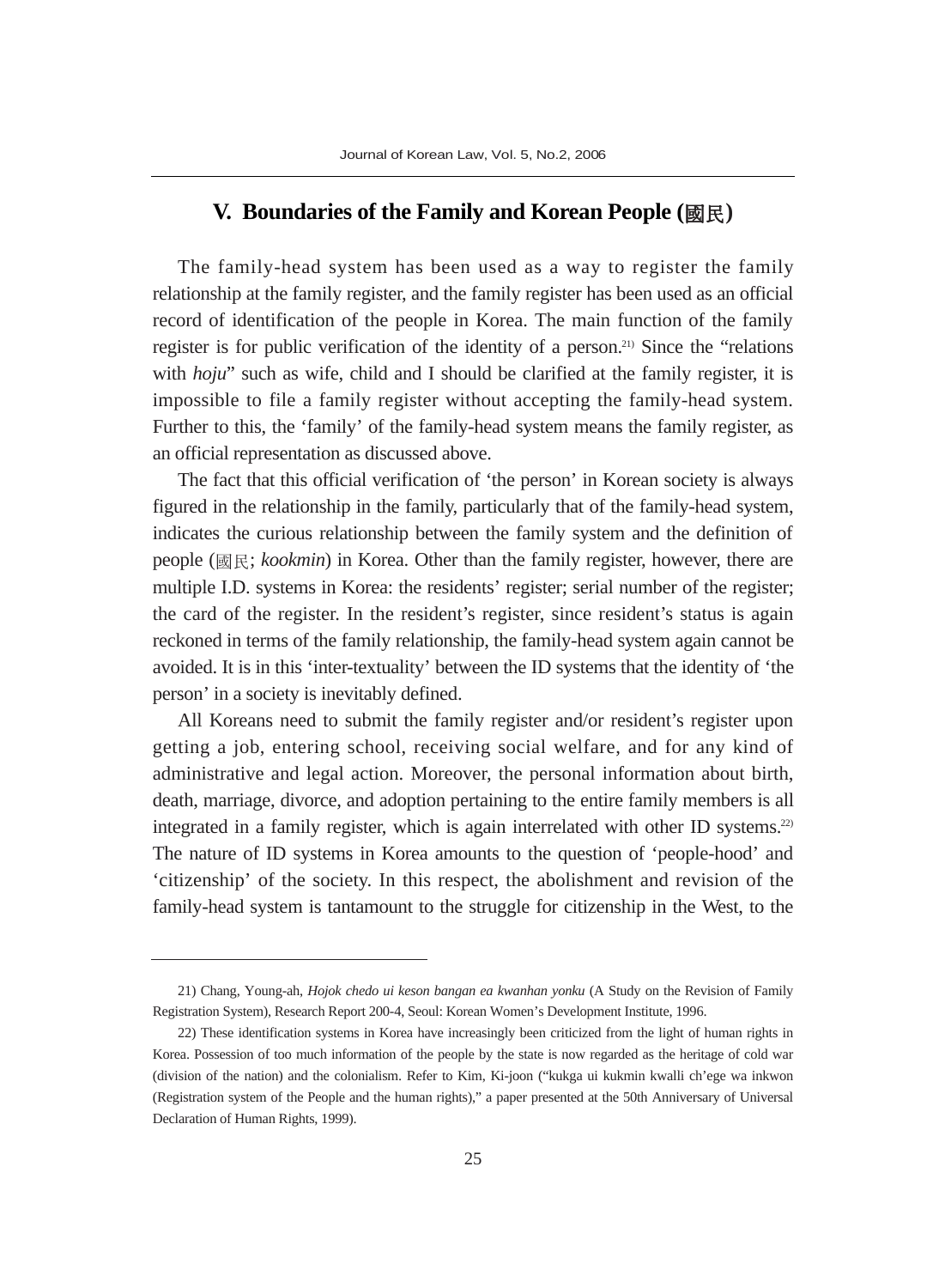## V. Boundaries of the Family and Korean People (國民)

The family-head system has been used as a way to register the family relationship at the family register, and the family register has been used as an official record of identification of the people in Korea. The main function of the family register is for public verification of the identity of a person.[21] Since the "relations with *hoju*" such as wife, child and I should be clarified at the family register, it is impossible to file a family register without accepting the family-head system. Further to this, the 'family' of the family-head system means the family register, as an official representation as discussed above.

The fact that this official verification of 'the person' in Korean society is always figured in the relationship in the family, particularly that of the family-head system, indicates the curious relationship between the family system and the definition of people (國民; *kookmin*) in Korea. Other than the family register, however, there are multiple I.D. systems in Korea: the residents' register; serial number of the register; the card of the register. In the resident's register, since resident's status is again reckoned in terms of the family relationship, the family-head system again cannot be avoided. It is in this 'inter-textuality' between the ID systems that the identity of 'the person' in a society is inevitably defined.

All Koreans need to submit the family register and/or resident's register upon getting a job, entering school, receiving social welfare, and for any kind of administrative and legal action. Moreover, the personal information about birth, death, marriage, divorce, and adoption pertaining to the entire family members is all integrated in a family register, which is again interrelated with other ID systems.[22] The nature of ID systems in Korea amounts to the question of 'people-hood' and 'citizenship' of the society. In this respect, the abolishment and revision of the family-head system is tantamount to the struggle for citizenship in the West, to the

---

21) Chang, Young-ah, *Hojok chedo ui keson bangan ea kwanhan yonku* (A Study on the Revision of Family Registration System), Research Report 200-4, Seoul: Korean Women's Development Institute, 1996.

22) These identification systems in Korea have increasingly been criticized from the light of human rights in Korea. Possession of too much information of the people by the state is now regarded as the heritage of cold war (division of the nation) and the colonialism. Refer to Kim, Ki-joon ("kukga ui kukmin kwalli ch'ege wa inkwon (Registration system of the People and the human rights)," a paper presented at the 50th Anniversary of Universal Declaration of Human Rights, 1999).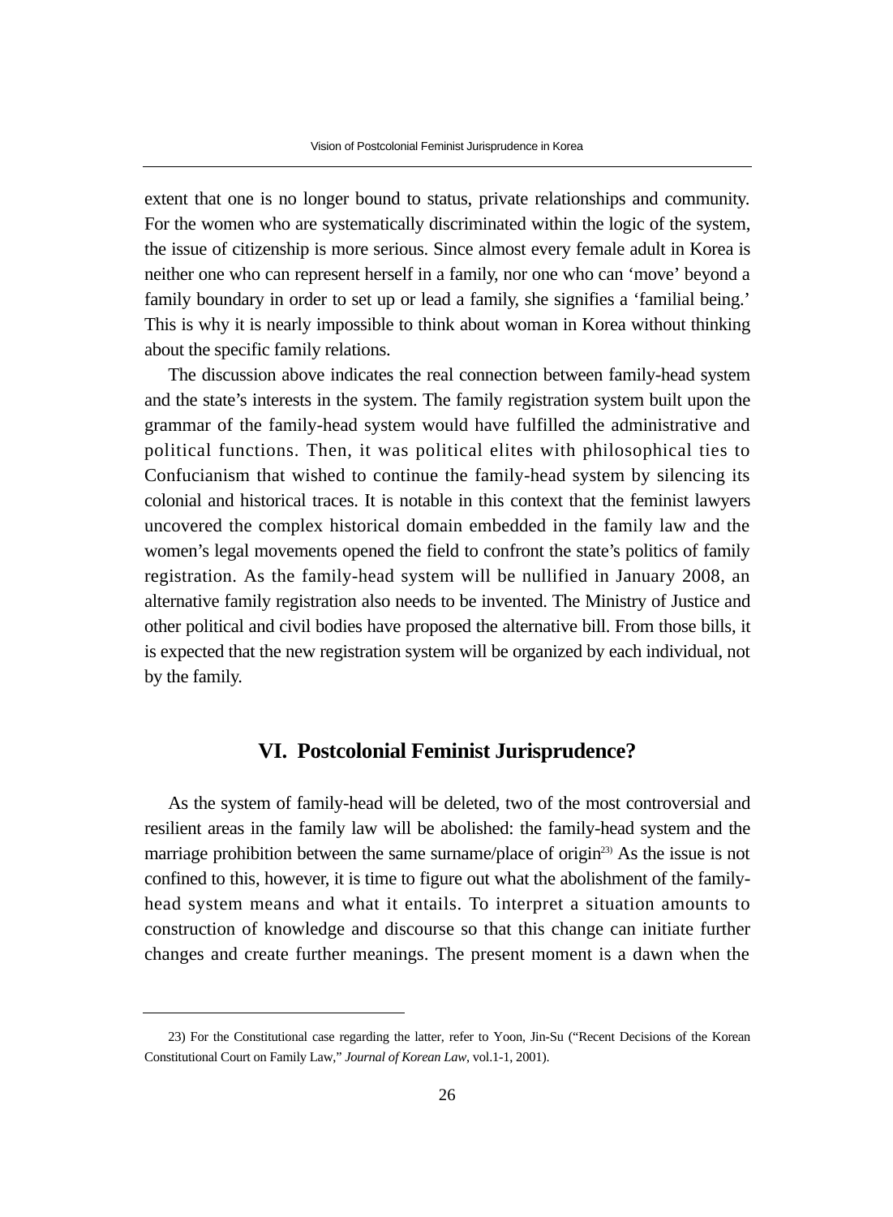extent that one is no longer bound to status, private relationships and community. For the women who are systematically discriminated within the logic of the system, the issue of citizenship is more serious. Since almost every female adult in Korea is neither one who can represent herself in a family, nor one who can 'move' beyond a family boundary in order to set up or lead a family, she signifies a 'familial being.' This is why it is nearly impossible to think about woman in Korea without thinking about the specific family relations.

The discussion above indicates the real connection between family-head system and the state's interests in the system. The family registration system built upon the grammar of the family-head system would have fulfilled the administrative and political functions. Then, it was political elites with philosophical ties to Confucianism that wished to continue the family-head system by silencing its colonial and historical traces. It is notable in this context that the feminist lawyers uncovered the complex historical domain embedded in the family law and the women's legal movements opened the field to confront the state's politics of family registration. As the family-head system will be nullified in January 2008, an alternative family registration also needs to be invented. The Ministry of Justice and other political and civil bodies have proposed the alternative bill. From those bills, it is expected that the new registration system will be organized by each individual, not by the family.

## VI. Postcolonial Feminist Jurisprudence?

As the system of family-head will be deleted, two of the most controversial and resilient areas in the family law will be abolished: the family-head system and the marriage prohibition between the same surname/place of origin[23] As the issue is not confined to this, however, it is time to figure out what the abolishment of the family-head system means and what it entails. To interpret a situation amounts to construction of knowledge and discourse so that this change can initiate further changes and create further meanings. The present moment is a dawn when the

23) For the Constitutional case regarding the latter, refer to Yoon, Jin-Su ("Recent Decisions of the Korean Constitutional Court on Family Law," *Journal of Korean Law*, vol.1-1, 2001).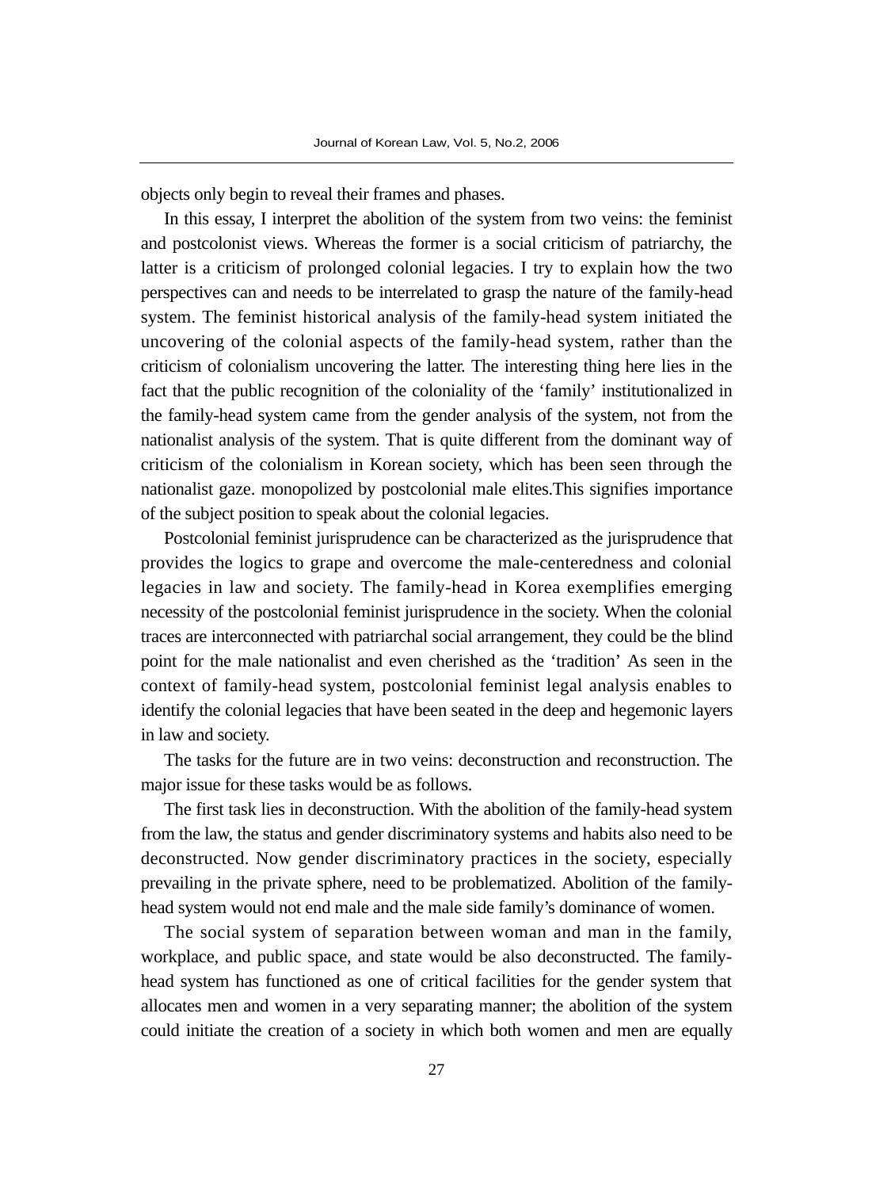objects only begin to reveal their frames and phases.

In this essay, I interpret the abolition of the system from two veins: the feminist and postcolonist views. Whereas the former is a social criticism of patriarchy, the latter is a criticism of prolonged colonial legacies. I try to explain how the two perspectives can and needs to be interrelated to grasp the nature of the family-head system. The feminist historical analysis of the family-head system initiated the uncovering of the colonial aspects of the family-head system, rather than the criticism of colonialism uncovering the latter. The interesting thing here lies in the fact that the public recognition of the coloniality of the 'family' institutionalized in the family-head system came from the gender analysis of the system, not from the nationalist analysis of the system. That is quite different from the dominant way of criticism of the colonialism in Korean society, which has been seen through the nationalist gaze. monopolized by postcolonial male elites.This signifies importance of the subject position to speak about the colonial legacies.

Postcolonial feminist jurisprudence can be characterized as the jurisprudence that provides the logics to grape and overcome the male-centeredness and colonial legacies in law and society. The family-head in Korea exemplifies emerging necessity of the postcolonial feminist jurisprudence in the society. When the colonial traces are interconnected with patriarchal social arrangement, they could be the blind point for the male nationalist and even cherished as the 'tradition' As seen in the context of family-head system, postcolonial feminist legal analysis enables to identify the colonial legacies that have been seated in the deep and hegemonic layers in law and society.

The tasks for the future are in two veins: deconstruction and reconstruction. The major issue for these tasks would be as follows.

The first task lies in deconstruction. With the abolition of the family-head system from the law, the status and gender discriminatory systems and habits also need to be deconstructed. Now gender discriminatory practices in the society, especially prevailing in the private sphere, need to be problematized. Abolition of the family-head system would not end male and the male side family's dominance of women.

The social system of separation between woman and man in the family, workplace, and public space, and state would be also deconstructed. The family-head system has functioned as one of critical facilities for the gender system that allocates men and women in a very separating manner; the abolition of the system could initiate the creation of a society in which both women and men are equally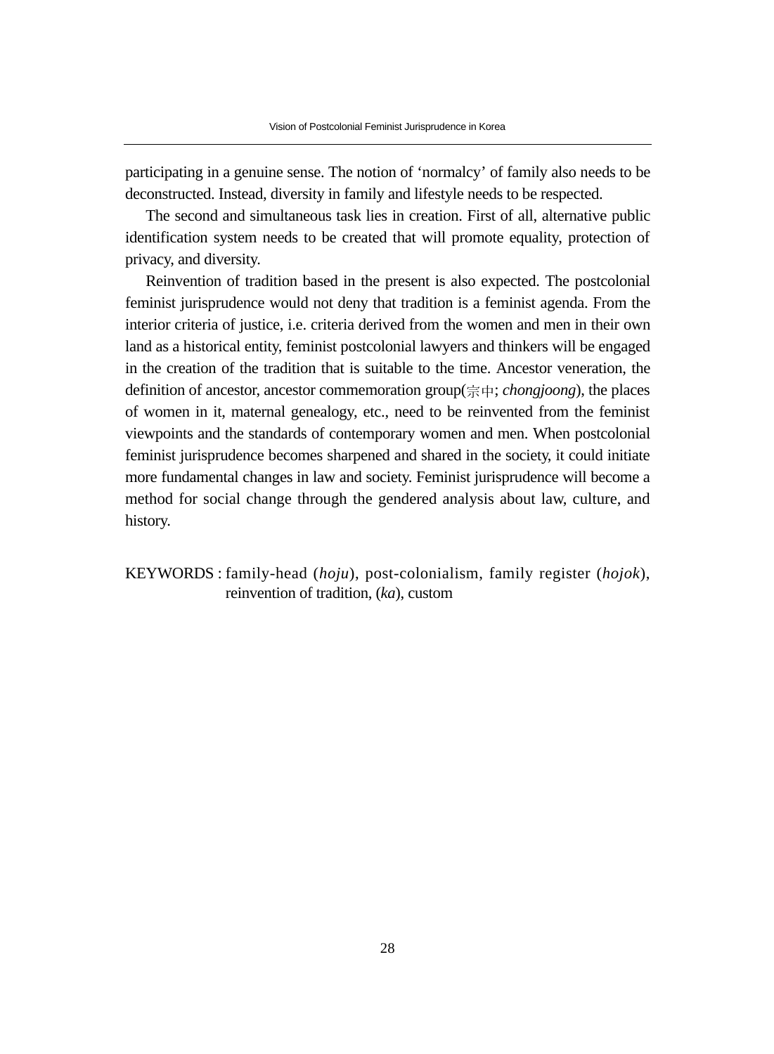participating in a genuine sense. The notion of 'normalcy' of family also needs to be deconstructed. Instead, diversity in family and lifestyle needs to be respected.

The second and simultaneous task lies in creation. First of all, alternative public identification system needs to be created that will promote equality, protection of privacy, and diversity.

Reinvention of tradition based in the present is also expected. The postcolonial feminist jurisprudence would not deny that tradition is a feminist agenda. From the interior criteria of justice, i.e. criteria derived from the women and men in their own land as a historical entity, feminist postcolonial lawyers and thinkers will be engaged in the creation of the tradition that is suitable to the time. Ancestor veneration, the definition of ancestor, ancestor commemoration group(宗中; *chongjoong*), the places of women in it, maternal genealogy, etc., need to be reinvented from the feminist viewpoints and the standards of contemporary women and men. When postcolonial feminist jurisprudence becomes sharpened and shared in the society, it could initiate more fundamental changes in law and society. Feminist jurisprudence will become a method for social change through the gendered analysis about law, culture, and history.

KEYWORDS : family-head (*hoju*), post-colonialism, family register (*hojok*), reinvention of tradition, (*ka*), custom